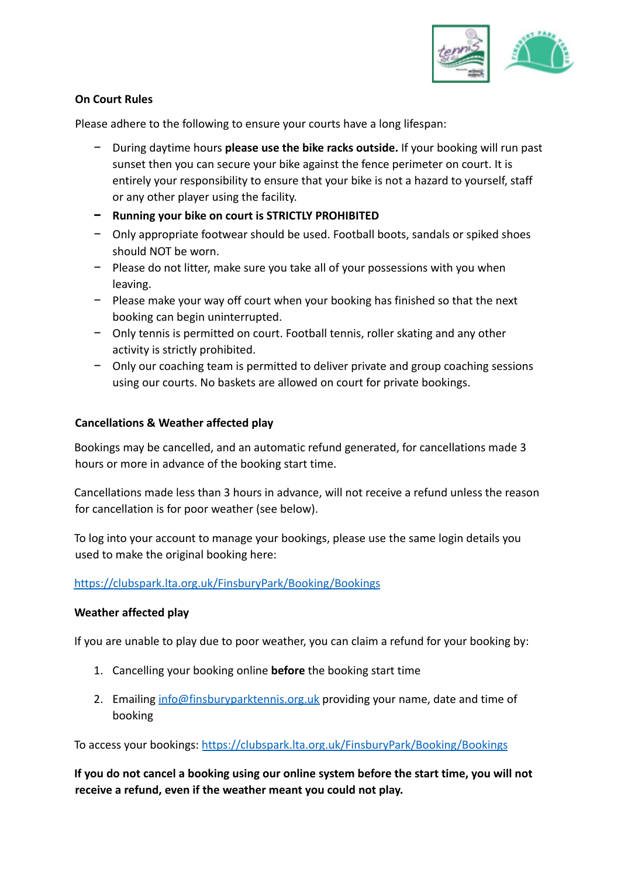**On Court Rules**

Please adhere to the following to ensure your courts have a long lifespan:

- During daytime hours **please use the bike racks outside.** If your booking will run past sunset then you can secure your bike against the fence perimeter on court. It is entirely your responsibility to ensure that your bike is not a hazard to yourself, staff or any other player using the facility.
- **Running your bike on court is STRICTLY PROHIBITED**
- Only appropriate footwear should be used. Football boots, sandals or spiked shoes should NOT be worn.
- Please do not litter, make sure you take all of your possessions with you when leaving.
- Please make your way off court when your booking has finished so that the next booking can begin uninterrupted.
- Only tennis is permitted on court. Football tennis, roller skating and any other activity is strictly prohibited.
- Only our coaching team is permitted to deliver private and group coaching sessions using our courts. No baskets are allowed on court for private bookings.

**Cancellations & Weather affected play**

Bookings may be cancelled, and an automatic refund generated, for cancellations made 3 hours or more in advance of the booking start time.

Cancellations made less than 3 hours in advance, will not receive a refund unless the reason for cancellation is for poor weather (see below).

To log into your account to manage your bookings, please use the same login details you used to make the original booking here:

https://clubspark.lta.org.uk/FinsburyPark/Booking/Bookings

**Weather affected play**

If you are unable to play due to poor weather, you can claim a refund for your booking by:

1. Cancelling your booking online **before** the booking start time
2. Emailing info@finsburyparktennis.org.uk providing your name, date and time of booking

To access your bookings: https://clubspark.lta.org.uk/FinsburyPark/Booking/Bookings

**If you do not cancel a booking using our online system before the start time, you will not receive a refund, even if the weather meant you could not play.**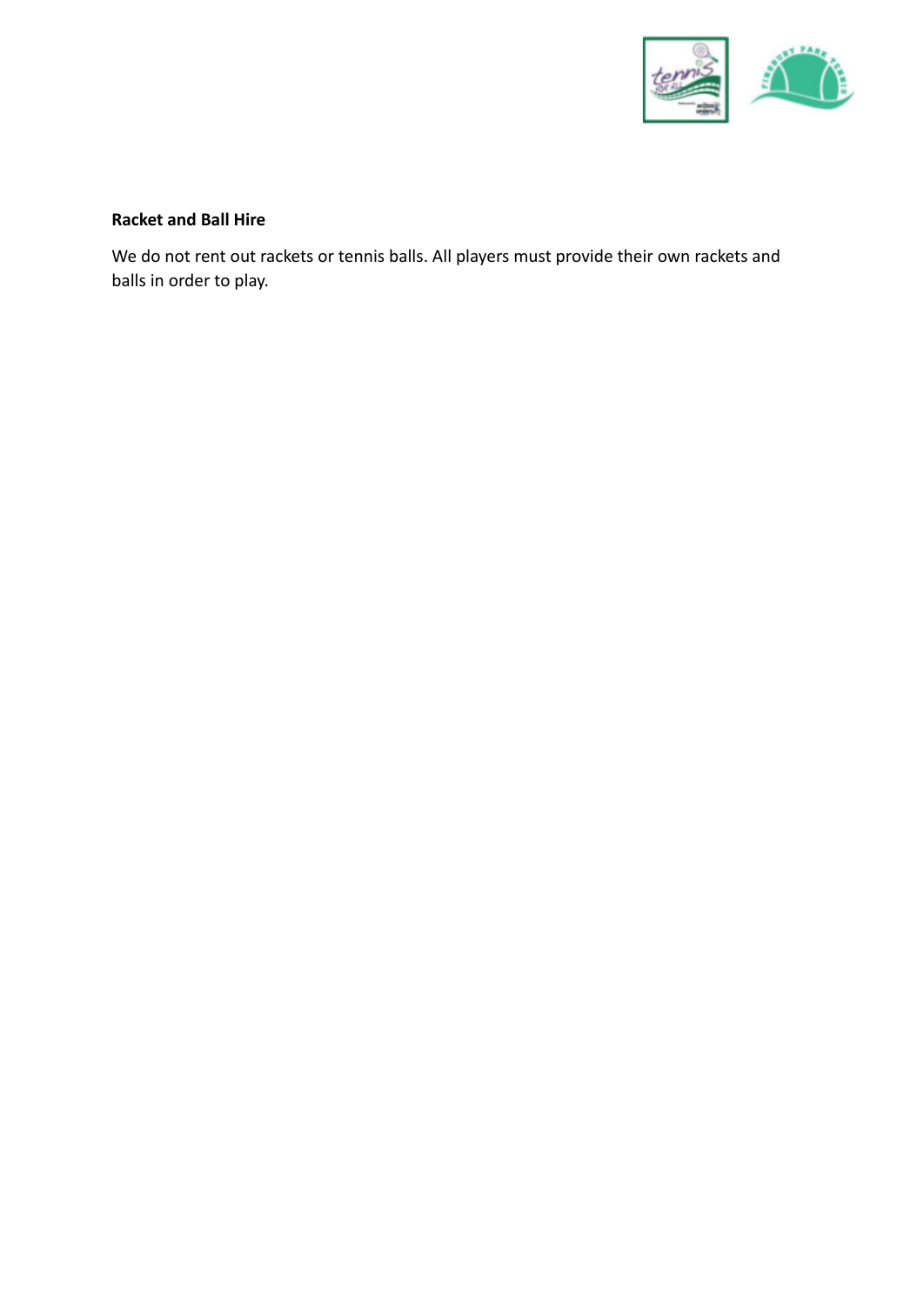**Racket and Ball Hire**

We do not rent out rackets or tennis balls. All players must provide their own rackets and balls in order to play.